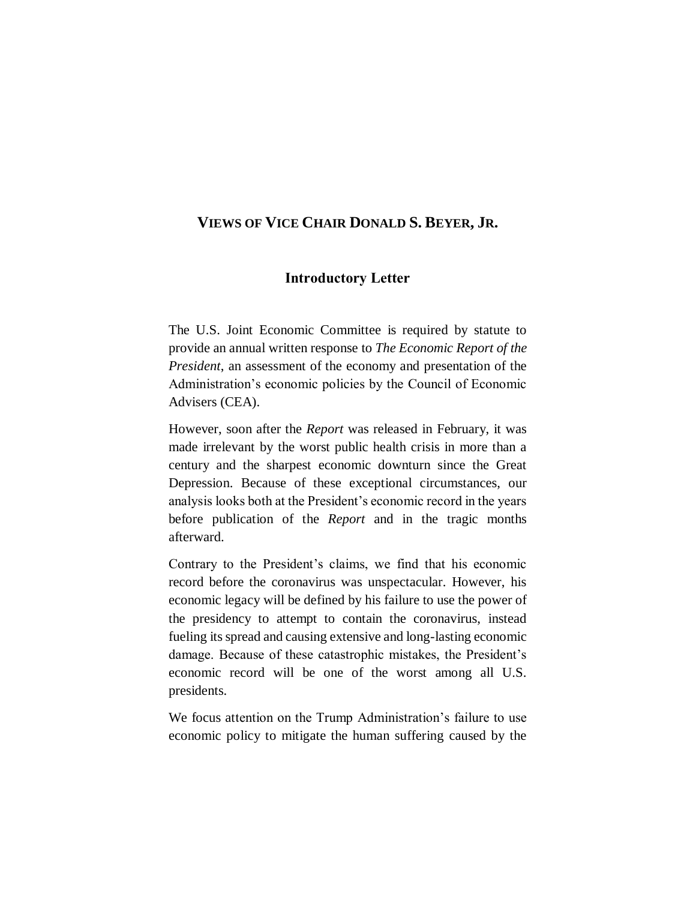# VIEWS OF VICE CHAIR DONALD S. BEYER, JR.

## Introductory Letter

The U.S. Joint Economic Committee is required by statute to provide an annual written response to *The Economic Report of the President*, an assessment of the economy and presentation of the Administration's economic policies by the Council of Economic Advisers (CEA).

However, soon after the *Report* was released in February, it was made irrelevant by the worst public health crisis in more than a century and the sharpest economic downturn since the Great Depression. Because of these exceptional circumstances, our analysis looks both at the President's economic record in the years before publication of the *Report* and in the tragic months afterward.

Contrary to the President's claims, we find that his economic record before the coronavirus was unspectacular. However, his economic legacy will be defined by his failure to use the power of the presidency to attempt to contain the coronavirus, instead fueling its spread and causing extensive and long-lasting economic damage. Because of these catastrophic mistakes, the President's economic record will be one of the worst among all U.S. presidents.

We focus attention on the Trump Administration's failure to use economic policy to mitigate the human suffering caused by the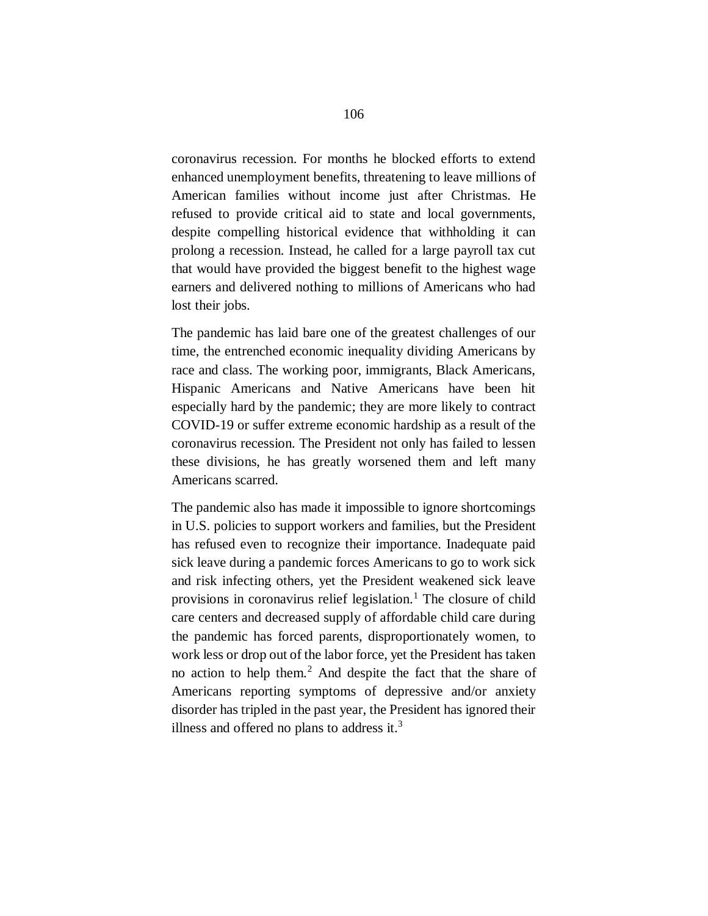coronavirus recession. For months he blocked efforts to extend enhanced unemployment benefits, threatening to leave millions of American families without income just after Christmas. He refused to provide critical aid to state and local governments, despite compelling historical evidence that withholding it can prolong a recession. Instead, he called for a large payroll tax cut that would have provided the biggest benefit to the highest wage earners and delivered nothing to millions of Americans who had lost their jobs.

The pandemic has laid bare one of the greatest challenges of our time, the entrenched economic inequality dividing Americans by race and class. The working poor, immigrants, Black Americans, Hispanic Americans and Native Americans have been hit especially hard by the pandemic; they are more likely to contract COVID-19 or suffer extreme economic hardship as a result of the coronavirus recession. The President not only has failed to lessen these divisions, he has greatly worsened them and left many Americans scarred.

The pandemic also has made it impossible to ignore shortcomings in U.S. policies to support workers and families, but the President has refused even to recognize their importance. Inadequate paid sick leave during a pandemic forces Americans to go to work sick and risk infecting others, yet the President weakened sick leave provisions in coronavirus relief legislation.[1] The closure of child care centers and decreased supply of affordable child care during the pandemic has forced parents, disproportionately women, to work less or drop out of the labor force, yet the President has taken no action to help them.[2] And despite the fact that the share of Americans reporting symptoms of depressive and/or anxiety disorder has tripled in the past year, the President has ignored their illness and offered no plans to address it.[3]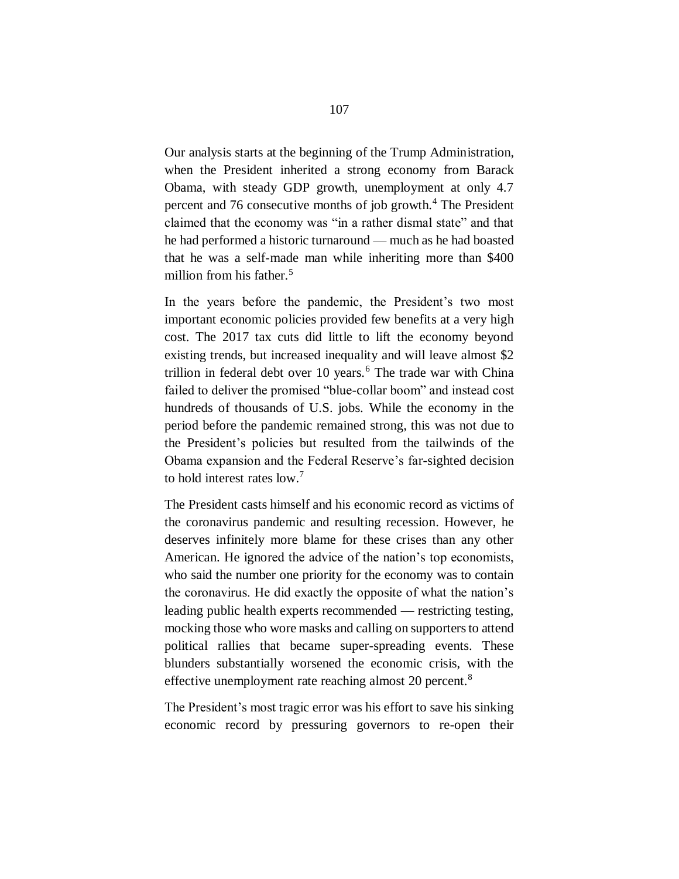Our analysis starts at the beginning of the Trump Administration, when the President inherited a strong economy from Barack Obama, with steady GDP growth, unemployment at only 4.7 percent and 76 consecutive months of job growth.[4] The President claimed that the economy was "in a rather dismal state" and that he had performed a historic turnaround — much as he had boasted that he was a self-made man while inheriting more than $400 million from his father.[5]

In the years before the pandemic, the President's two most important economic policies provided few benefits at a very high cost. The 2017 tax cuts did little to lift the economy beyond existing trends, but increased inequality and will leave almost $2 trillion in federal debt over 10 years.[6] The trade war with China failed to deliver the promised "blue-collar boom" and instead cost hundreds of thousands of U.S. jobs. While the economy in the period before the pandemic remained strong, this was not due to the President's policies but resulted from the tailwinds of the Obama expansion and the Federal Reserve's far-sighted decision to hold interest rates low.[7]

The President casts himself and his economic record as victims of the coronavirus pandemic and resulting recession. However, he deserves infinitely more blame for these crises than any other American. He ignored the advice of the nation's top economists, who said the number one priority for the economy was to contain the coronavirus. He did exactly the opposite of what the nation's leading public health experts recommended — restricting testing, mocking those who wore masks and calling on supporters to attend political rallies that became super-spreading events. These blunders substantially worsened the economic crisis, with the effective unemployment rate reaching almost 20 percent.[8]

The President's most tragic error was his effort to save his sinking economic record by pressuring governors to re-open their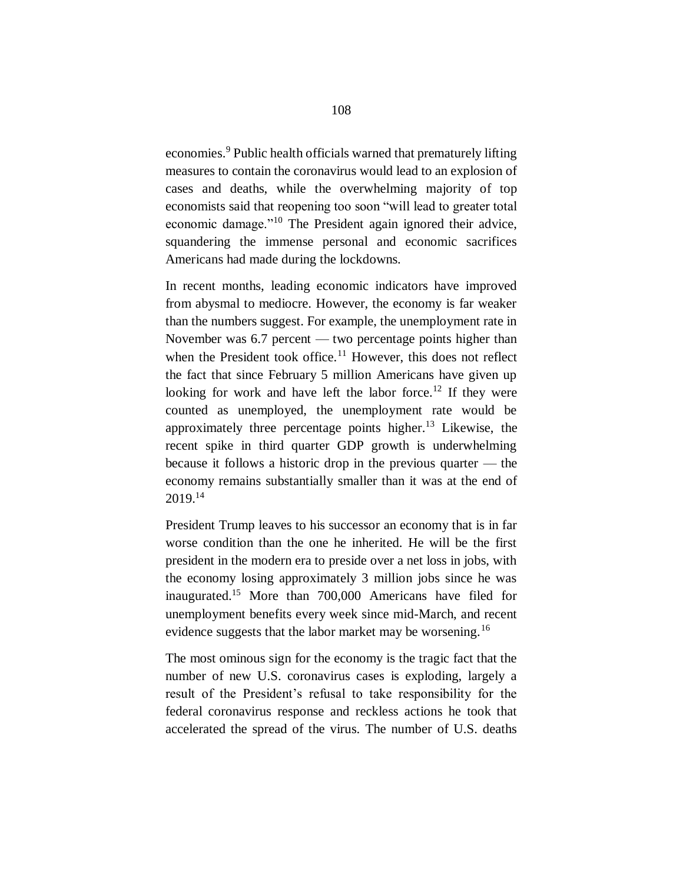economies.[9] Public health officials warned that prematurely lifting measures to contain the coronavirus would lead to an explosion of cases and deaths, while the overwhelming majority of top economists said that reopening too soon "will lead to greater total economic damage."[10] The President again ignored their advice, squandering the immense personal and economic sacrifices Americans had made during the lockdowns.

In recent months, leading economic indicators have improved from abysmal to mediocre. However, the economy is far weaker than the numbers suggest. For example, the unemployment rate in November was 6.7 percent — two percentage points higher than when the President took office.[11] However, this does not reflect the fact that since February 5 million Americans have given up looking for work and have left the labor force.[12] If they were counted as unemployed, the unemployment rate would be approximately three percentage points higher.[13] Likewise, the recent spike in third quarter GDP growth is underwhelming because it follows a historic drop in the previous quarter — the economy remains substantially smaller than it was at the end of 2019.[14]

President Trump leaves to his successor an economy that is in far worse condition than the one he inherited. He will be the first president in the modern era to preside over a net loss in jobs, with the economy losing approximately 3 million jobs since he was inaugurated.[15] More than 700,000 Americans have filed for unemployment benefits every week since mid-March, and recent evidence suggests that the labor market may be worsening.[16]

The most ominous sign for the economy is the tragic fact that the number of new U.S. coronavirus cases is exploding, largely a result of the President's refusal to take responsibility for the federal coronavirus response and reckless actions he took that accelerated the spread of the virus. The number of U.S. deaths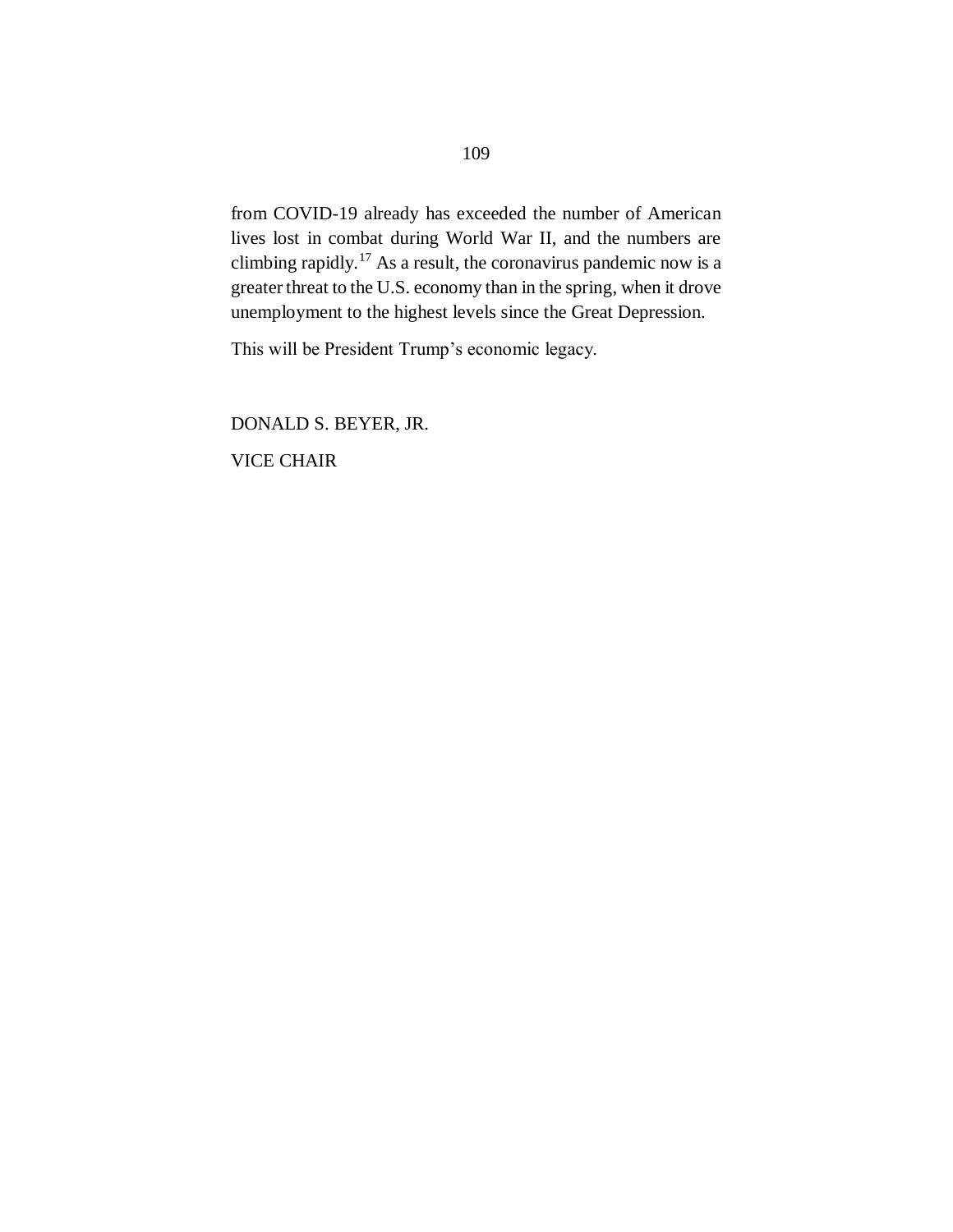from COVID-19 already has exceeded the number of American lives lost in combat during World War II, and the numbers are climbing rapidly.[17] As a result, the coronavirus pandemic now is a greater threat to the U.S. economy than in the spring, when it drove unemployment to the highest levels since the Great Depression.

This will be President Trump's economic legacy.

DONALD S. BEYER, JR.

VICE CHAIR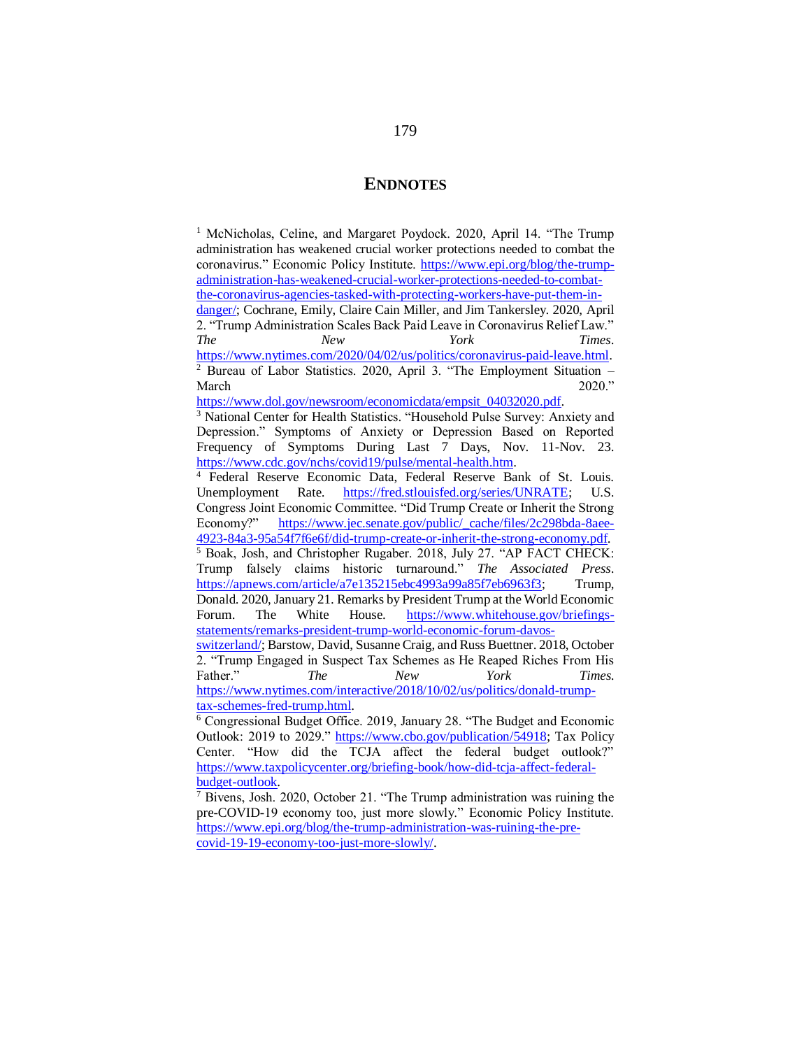# ENDNOTES

[1] McNicholas, Celine, and Margaret Poydock. 2020, April 14. "The Trump administration has weakened crucial worker protections needed to combat the coronavirus." Economic Policy Institute. https://www.epi.org/blog/the-trump-administration-has-weakened-crucial-worker-protections-needed-to-combat-the-coronavirus-agencies-tasked-with-protecting-workers-have-put-them-in-danger/; Cochrane, Emily, Claire Cain Miller, and Jim Tankersley. 2020, April 2. "Trump Administration Scales Back Paid Leave in Coronavirus Relief Law." *The New York Times*. https://www.nytimes.com/2020/04/02/us/politics/coronavirus-paid-leave.html.

[2] Bureau of Labor Statistics. 2020, April 3. "The Employment Situation – March 2020." https://www.dol.gov/newsroom/economicdata/empsit_04032020.pdf.

[3] National Center for Health Statistics. "Household Pulse Survey: Anxiety and Depression." Symptoms of Anxiety or Depression Based on Reported Frequency of Symptoms During Last 7 Days, Nov. 11-Nov. 23. https://www.cdc.gov/nchs/covid19/pulse/mental-health.htm.

[4] Federal Reserve Economic Data, Federal Reserve Bank of St. Louis. Unemployment Rate. https://fred.stlouisfed.org/series/UNRATE; U.S. Congress Joint Economic Committee. "Did Trump Create or Inherit the Strong Economy?" https://www.jec.senate.gov/public/_cache/files/2c298bda-8aee-4923-84a3-95a54f7f6e6f/did-trump-create-or-inherit-the-strong-economy.pdf.

[5] Boak, Josh, and Christopher Rugaber. 2018, July 27. "AP FACT CHECK: Trump falsely claims historic turnaround." *The Associated Press*. https://apnews.com/article/a7e135215ebc4993a99a85f7eb6963f3; Trump, Donald. 2020, January 21. Remarks by President Trump at the World Economic Forum. The White House. https://www.whitehouse.gov/briefings-statements/remarks-president-trump-world-economic-forum-davos-switzerland/; Barstow, David, Susanne Craig, and Russ Buettner. 2018, October 2. "Trump Engaged in Suspect Tax Schemes as He Reaped Riches From His Father." *The New York Times*. https://www.nytimes.com/interactive/2018/10/02/us/politics/donald-trump-tax-schemes-fred-trump.html.

[6] Congressional Budget Office. 2019, January 28. "The Budget and Economic Outlook: 2019 to 2029." https://www.cbo.gov/publication/54918; Tax Policy Center. "How did the TCJA affect the federal budget outlook?" https://www.taxpolicycenter.org/briefing-book/how-did-tcja-affect-federal-budget-outlook.

[7] Bivens, Josh. 2020, October 21. "The Trump administration was ruining the pre-COVID-19 economy too, just more slowly." Economic Policy Institute. https://www.epi.org/blog/the-trump-administration-was-ruining-the-pre-covid-19-19-economy-too-just-more-slowly/.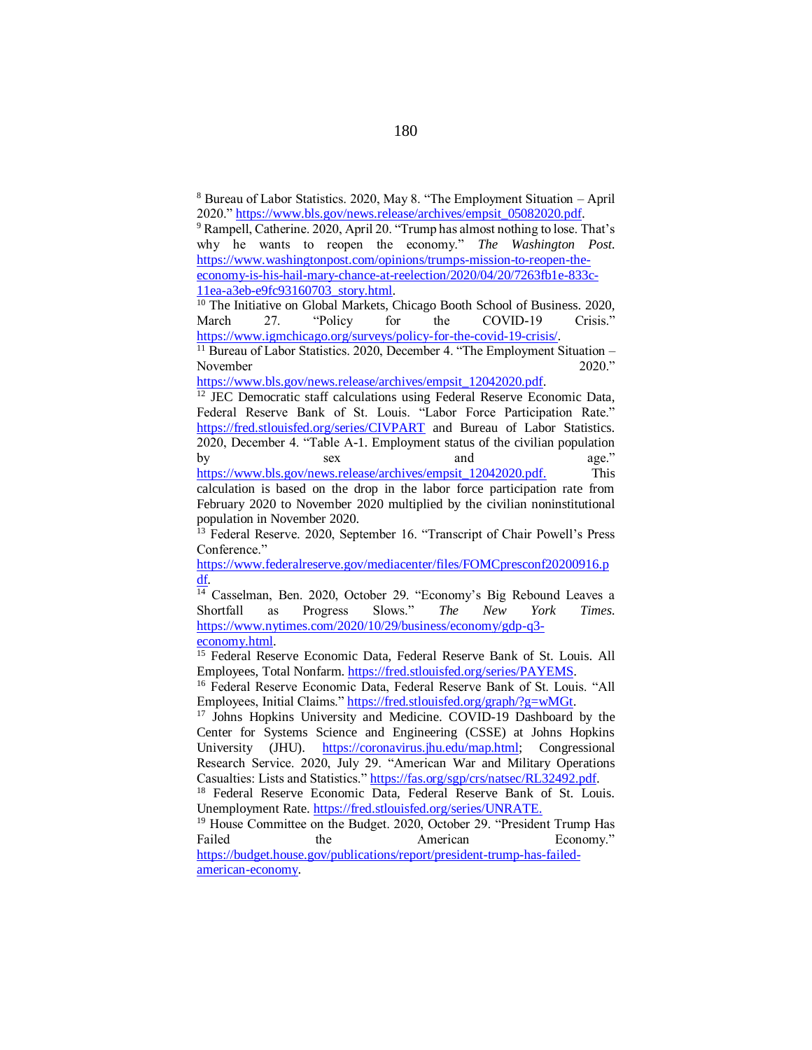[8] Bureau of Labor Statistics. 2020, May 8. "The Employment Situation – April 2020." https://www.bls.gov/news.release/archives/empsit_05082020.pdf.

[9] Rampell, Catherine. 2020, April 20. "Trump has almost nothing to lose. That's why he wants to reopen the economy." *The Washington Post.* https://www.washingtonpost.com/opinions/trumps-mission-to-reopen-the-economy-is-his-hail-mary-chance-at-reelection/2020/04/20/7263fb1e-833c-11ea-a3eb-e9fc93160703_story.html.

[10] The Initiative on Global Markets, Chicago Booth School of Business. 2020, March 27. "Policy for the COVID-19 Crisis." https://www.igmchicago.org/surveys/policy-for-the-covid-19-crisis/.

[11] Bureau of Labor Statistics. 2020, December 4. "The Employment Situation – November 2020." https://www.bls.gov/news.release/archives/empsit_12042020.pdf.

[12] JEC Democratic staff calculations using Federal Reserve Economic Data, Federal Reserve Bank of St. Louis. "Labor Force Participation Rate." https://fred.stlouisfed.org/series/CIVPART and Bureau of Labor Statistics. 2020, December 4. "Table A-1. Employment status of the civilian population by sex and age." https://www.bls.gov/news.release/archives/empsit_12042020.pdf. This calculation is based on the drop in the labor force participation rate from February 2020 to November 2020 multiplied by the civilian noninstitutional population in November 2020.

[13] Federal Reserve. 2020, September 16. "Transcript of Chair Powell's Press Conference." https://www.federalreserve.gov/mediacenter/files/FOMCpresconf20200916.pdf.

[14] Casselman, Ben. 2020, October 29. "Economy's Big Rebound Leaves a Shortfall as Progress Slows." *The New York Times.* https://www.nytimes.com/2020/10/29/business/economy/gdp-q3-economy.html.

[15] Federal Reserve Economic Data, Federal Reserve Bank of St. Louis. All Employees, Total Nonfarm. https://fred.stlouisfed.org/series/PAYEMS.

[16] Federal Reserve Economic Data, Federal Reserve Bank of St. Louis. "All Employees, Initial Claims." https://fred.stlouisfed.org/graph/?g=wMGt.

[17] Johns Hopkins University and Medicine. COVID-19 Dashboard by the Center for Systems Science and Engineering (CSSE) at Johns Hopkins University (JHU). https://coronavirus.jhu.edu/map.html; Congressional Research Service. 2020, July 29. "American War and Military Operations Casualties: Lists and Statistics." https://fas.org/sgp/crs/natsec/RL32492.pdf.

[18] Federal Reserve Economic Data, Federal Reserve Bank of St. Louis. Unemployment Rate. https://fred.stlouisfed.org/series/UNRATE.

[19] House Committee on the Budget. 2020, October 29. "President Trump Has Failed the American Economy." https://budget.house.gov/publications/report/president-trump-has-failed-american-economy.